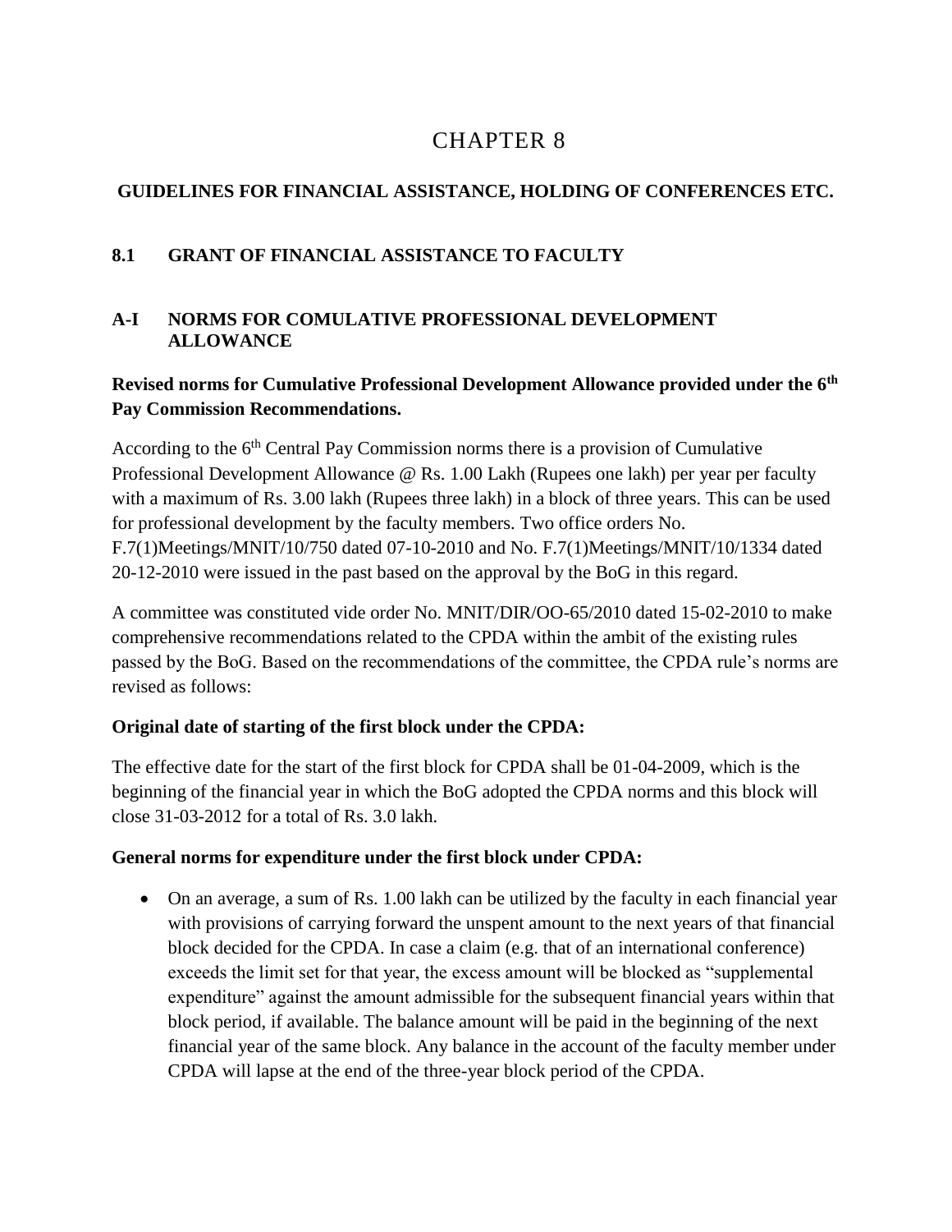# CHAPTER 8

## GUIDELINES FOR FINANCIAL ASSISTANCE, HOLDING OF CONFERENCES ETC.

### 8.1 GRANT OF FINANCIAL ASSISTANCE TO FACULTY

### A-I NORMS FOR COMULATIVE PROFESSIONAL DEVELOPMENT ALLOWANCE

**Revised norms for Cumulative Professional Development Allowance provided under the 6th Pay Commission Recommendations.**

According to the 6th Central Pay Commission norms there is a provision of Cumulative Professional Development Allowance @ Rs. 1.00 Lakh (Rupees one lakh) per year per faculty with a maximum of Rs. 3.00 lakh (Rupees three lakh) in a block of three years. This can be used for professional development by the faculty members. Two office orders No. F.7(1)Meetings/MNIT/10/750 dated 07-10-2010 and No. F.7(1)Meetings/MNIT/10/1334 dated 20-12-2010 were issued in the past based on the approval by the BoG in this regard.

A committee was constituted vide order No. MNIT/DIR/OO-65/2010 dated 15-02-2010 to make comprehensive recommendations related to the CPDA within the ambit of the existing rules passed by the BoG. Based on the recommendations of the committee, the CPDA rule's norms are revised as follows:

**Original date of starting of the first block under the CPDA:**

The effective date for the start of the first block for CPDA shall be 01-04-2009, which is the beginning of the financial year in which the BoG adopted the CPDA norms and this block will close 31-03-2012 for a total of Rs. 3.0 lakh.

**General norms for expenditure under the first block under CPDA:**

- On an average, a sum of Rs. 1.00 lakh can be utilized by the faculty in each financial year with provisions of carrying forward the unspent amount to the next years of that financial block decided for the CPDA. In case a claim (e.g. that of an international conference) exceeds the limit set for that year, the excess amount will be blocked as "supplemental expenditure" against the amount admissible for the subsequent financial years within that block period, if available. The balance amount will be paid in the beginning of the next financial year of the same block. Any balance in the account of the faculty member under CPDA will lapse at the end of the three-year block period of the CPDA.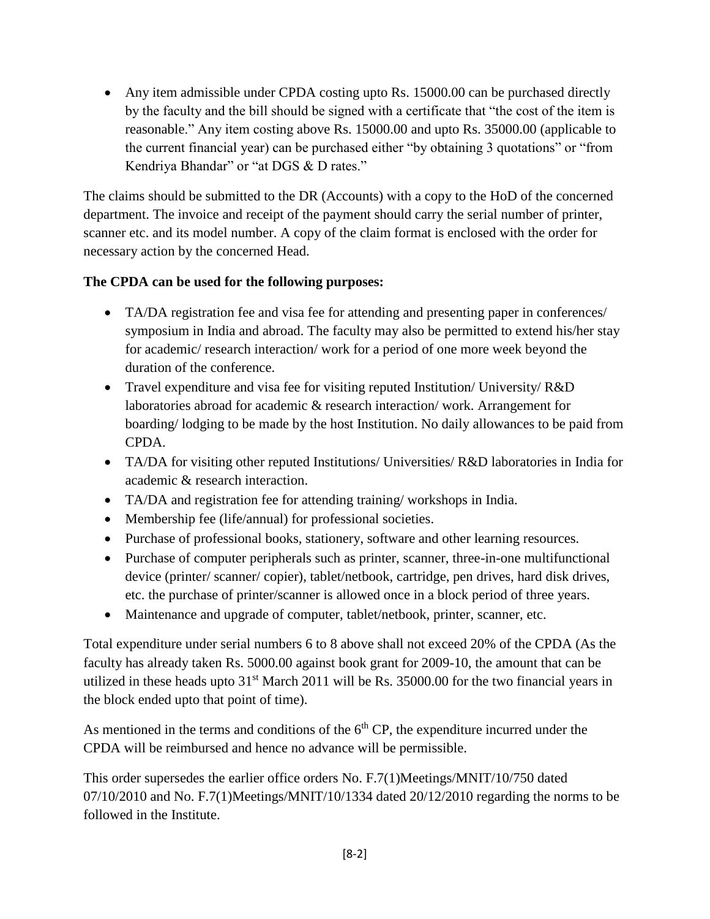- Any item admissible under CPDA costing upto Rs. 15000.00 can be purchased directly by the faculty and the bill should be signed with a certificate that "the cost of the item is reasonable." Any item costing above Rs. 15000.00 and upto Rs. 35000.00 (applicable to the current financial year) can be purchased either "by obtaining 3 quotations" or "from Kendriya Bhandar" or "at DGS & D rates."

The claims should be submitted to the DR (Accounts) with a copy to the HoD of the concerned department. The invoice and receipt of the payment should carry the serial number of printer, scanner etc. and its model number. A copy of the claim format is enclosed with the order for necessary action by the concerned Head.

**The CPDA can be used for the following purposes:**

- TA/DA registration fee and visa fee for attending and presenting paper in conferences/ symposium in India and abroad. The faculty may also be permitted to extend his/her stay for academic/ research interaction/ work for a period of one more week beyond the duration of the conference.
- Travel expenditure and visa fee for visiting reputed Institution/ University/ R&D laboratories abroad for academic & research interaction/ work. Arrangement for boarding/ lodging to be made by the host Institution. No daily allowances to be paid from CPDA.
- TA/DA for visiting other reputed Institutions/ Universities/ R&D laboratories in India for academic & research interaction.
- TA/DA and registration fee for attending training/ workshops in India.
- Membership fee (life/annual) for professional societies.
- Purchase of professional books, stationery, software and other learning resources.
- Purchase of computer peripherals such as printer, scanner, three-in-one multifunctional device (printer/ scanner/ copier), tablet/netbook, cartridge, pen drives, hard disk drives, etc. the purchase of printer/scanner is allowed once in a block period of three years.
- Maintenance and upgrade of computer, tablet/netbook, printer, scanner, etc.

Total expenditure under serial numbers 6 to 8 above shall not exceed 20% of the CPDA (As the faculty has already taken Rs. 5000.00 against book grant for 2009-10, the amount that can be utilized in these heads upto 31st March 2011 will be Rs. 35000.00 for the two financial years in the block ended upto that point of time).

As mentioned in the terms and conditions of the 6th CP, the expenditure incurred under the CPDA will be reimbursed and hence no advance will be permissible.

This order supersedes the earlier office orders No. F.7(1)Meetings/MNIT/10/750 dated 07/10/2010 and No. F.7(1)Meetings/MNIT/10/1334 dated 20/12/2010 regarding the norms to be followed in the Institute.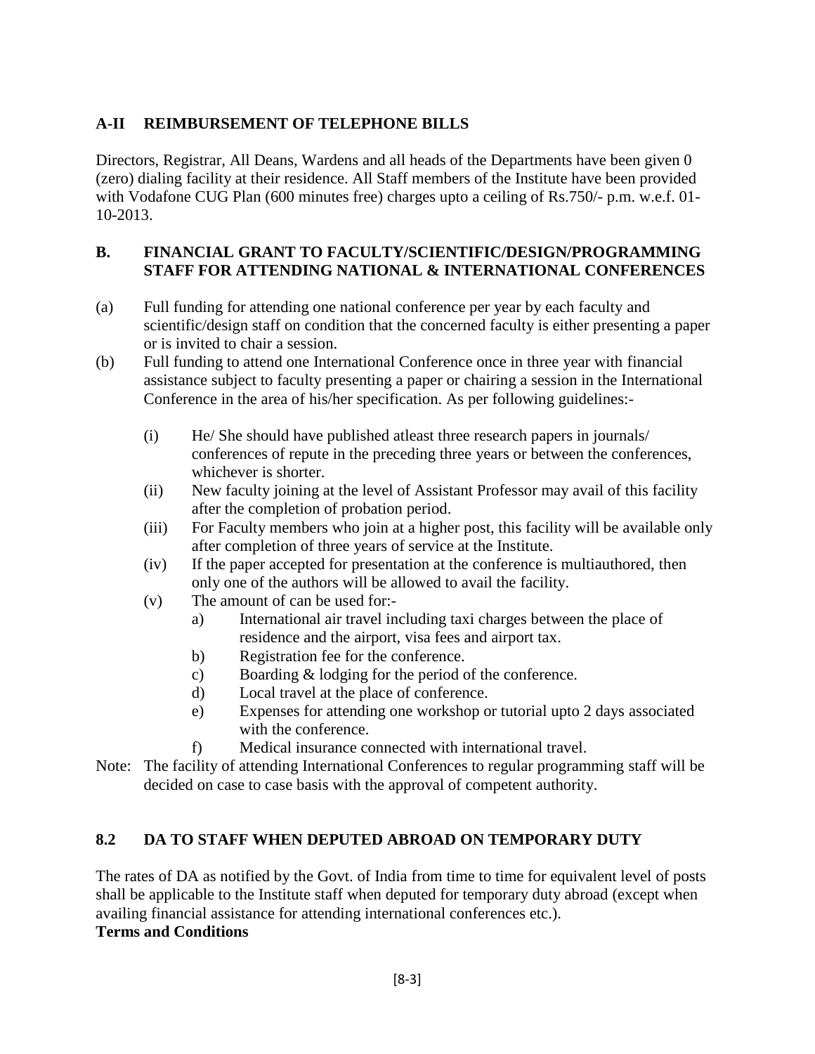## A-II REIMBURSEMENT OF TELEPHONE BILLS

Directors, Registrar, All Deans, Wardens and all heads of the Departments have been given 0 (zero) dialing facility at their residence. All Staff members of the Institute have been provided with Vodafone CUG Plan (600 minutes free) charges upto a ceiling of Rs.750/- p.m. w.e.f. 01-10-2013.

## B. FINANCIAL GRANT TO FACULTY/SCIENTIFIC/DESIGN/PROGRAMMING STAFF FOR ATTENDING NATIONAL & INTERNATIONAL CONFERENCES

(a) Full funding for attending one national conference per year by each faculty and scientific/design staff on condition that the concerned faculty is either presenting a paper or is invited to chair a session.

(b) Full funding to attend one International Conference once in three year with financial assistance subject to faculty presenting a paper or chairing a session in the International Conference in the area of his/her specification. As per following guidelines:-

   (i) He/ She should have published atleast three research papers in journals/ conferences of repute in the preceding three years or between the conferences, whichever is shorter.

   (ii) New faculty joining at the level of Assistant Professor may avail of this facility after the completion of probation period.

   (iii) For Faculty members who join at a higher post, this facility will be available only after completion of three years of service at the Institute.

   (iv) If the paper accepted for presentation at the conference is multiauthored, then only one of the authors will be allowed to avail the facility.

   (v) The amount of can be used for:-

      a) International air travel including taxi charges between the place of residence and the airport, visa fees and airport tax.
      b) Registration fee for the conference.
      c) Boarding & lodging for the period of the conference.
      d) Local travel at the place of conference.
      e) Expenses for attending one workshop or tutorial upto 2 days associated with the conference.
      f) Medical insurance connected with international travel.

Note: The facility of attending International Conferences to regular programming staff will be decided on case to case basis with the approval of competent authority.

## 8.2 DA TO STAFF WHEN DEPUTED ABROAD ON TEMPORARY DUTY

The rates of DA as notified by the Govt. of India from time to time for equivalent level of posts shall be applicable to the Institute staff when deputed for temporary duty abroad (except when availing financial assistance for attending international conferences etc.).

**Terms and Conditions**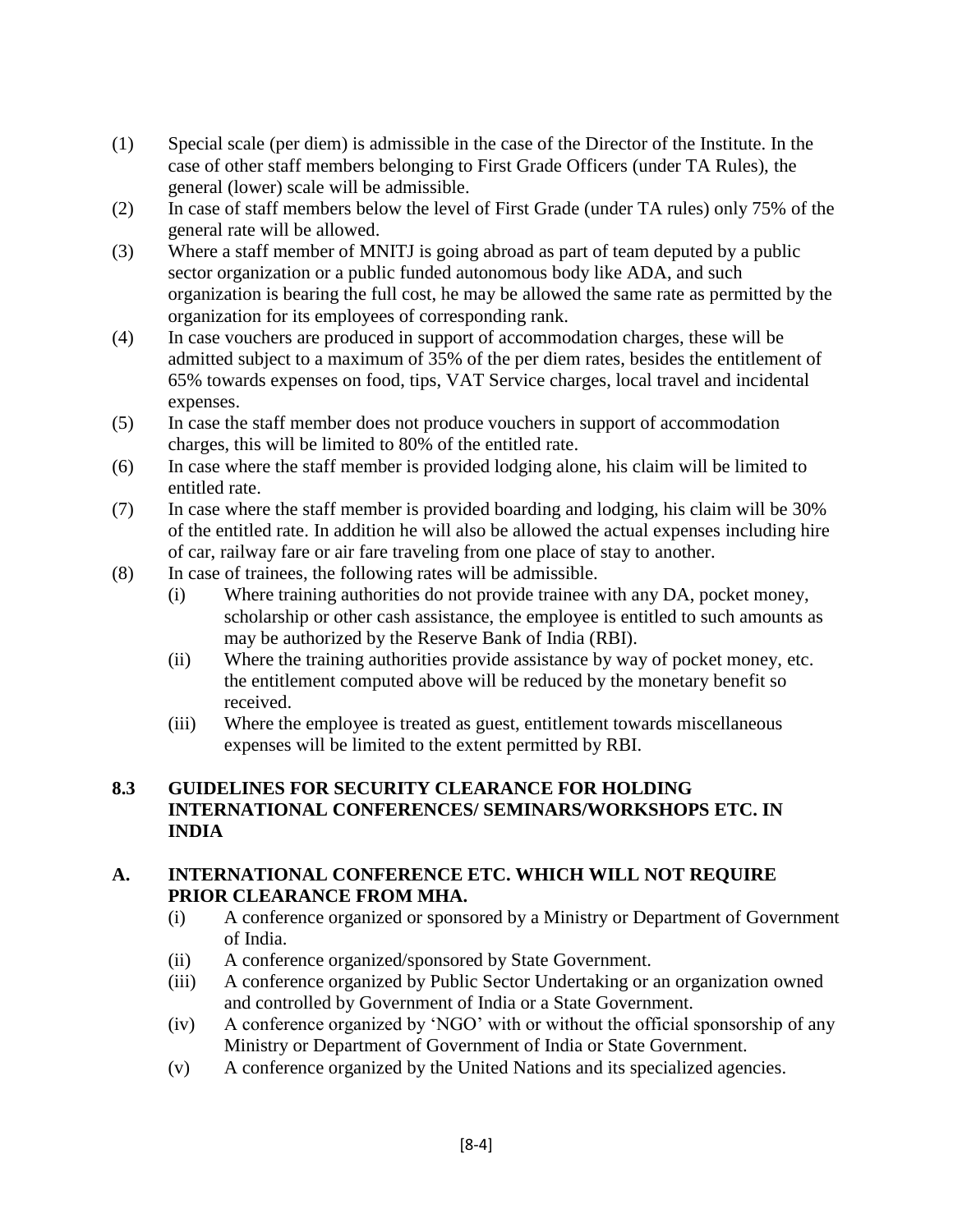(1) Special scale (per diem) is admissible in the case of the Director of the Institute. In the case of other staff members belonging to First Grade Officers (under TA Rules), the general (lower) scale will be admissible.

(2) In case of staff members below the level of First Grade (under TA rules) only 75% of the general rate will be allowed.

(3) Where a staff member of MNITJ is going abroad as part of team deputed by a public sector organization or a public funded autonomous body like ADA, and such organization is bearing the full cost, he may be allowed the same rate as permitted by the organization for its employees of corresponding rank.

(4) In case vouchers are produced in support of accommodation charges, these will be admitted subject to a maximum of 35% of the per diem rates, besides the entitlement of 65% towards expenses on food, tips, VAT Service charges, local travel and incidental expenses.

(5) In case the staff member does not produce vouchers in support of accommodation charges, this will be limited to 80% of the entitled rate.

(6) In case where the staff member is provided lodging alone, his claim will be limited to entitled rate.

(7) In case where the staff member is provided boarding and lodging, his claim will be 30% of the entitled rate. In addition he will also be allowed the actual expenses including hire of car, railway fare or air fare traveling from one place of stay to another.

(8) In case of trainees, the following rates will be admissible.

    (i) Where training authorities do not provide trainee with any DA, pocket money, scholarship or other cash assistance, the employee is entitled to such amounts as may be authorized by the Reserve Bank of India (RBI).

    (ii) Where the training authorities provide assistance by way of pocket money, etc. the entitlement computed above will be reduced by the monetary benefit so received.

    (iii) Where the employee is treated as guest, entitlement towards miscellaneous expenses will be limited to the extent permitted by RBI.

## 8.3 GUIDELINES FOR SECURITY CLEARANCE FOR HOLDING INTERNATIONAL CONFERENCES/ SEMINARS/WORKSHOPS ETC. IN INDIA

### A. INTERNATIONAL CONFERENCE ETC. WHICH WILL NOT REQUIRE PRIOR CLEARANCE FROM MHA.

(i) A conference organized or sponsored by a Ministry or Department of Government of India.

(ii) A conference organized/sponsored by State Government.

(iii) A conference organized by Public Sector Undertaking or an organization owned and controlled by Government of India or a State Government.

(iv) A conference organized by 'NGO' with or without the official sponsorship of any Ministry or Department of Government of India or State Government.

(v) A conference organized by the United Nations and its specialized agencies.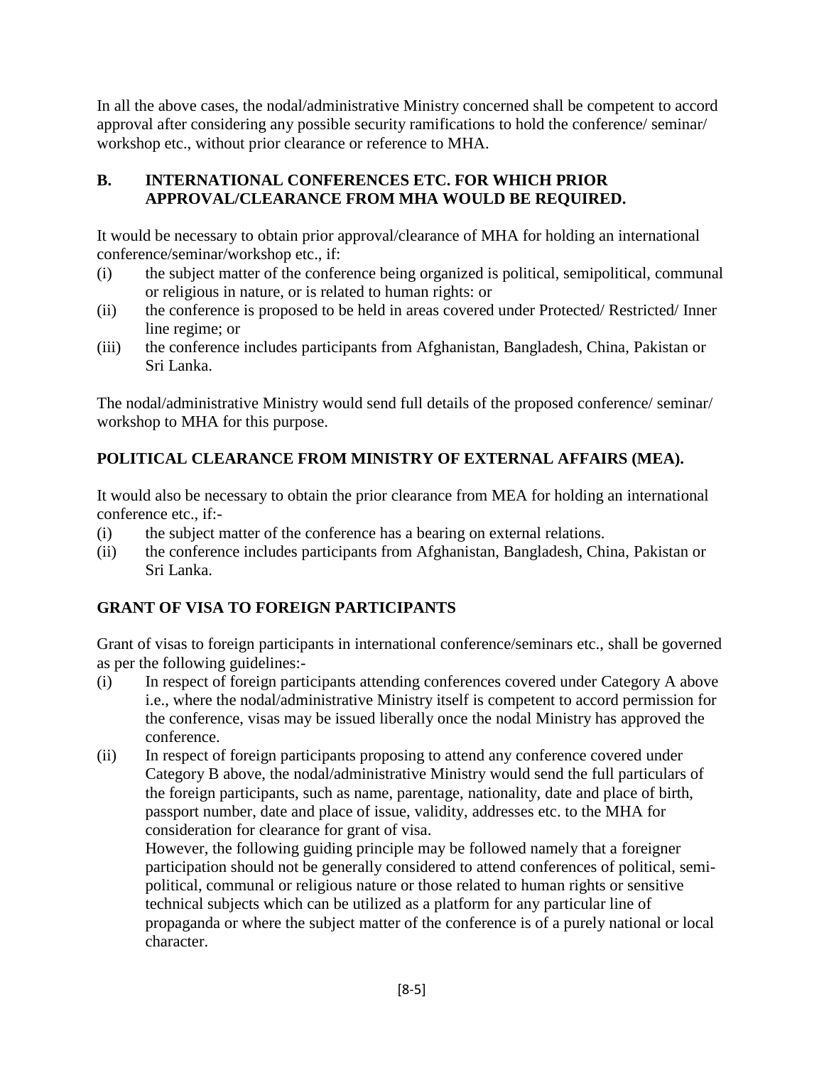In all the above cases, the nodal/administrative Ministry concerned shall be competent to accord approval after considering any possible security ramifications to hold the conference/ seminar/ workshop etc., without prior clearance or reference to MHA.

## B. INTERNATIONAL CONFERENCES ETC. FOR WHICH PRIOR APPROVAL/CLEARANCE FROM MHA WOULD BE REQUIRED.

It would be necessary to obtain prior approval/clearance of MHA for holding an international conference/seminar/workshop etc., if:

(i) the subject matter of the conference being organized is political, semipolitical, communal or religious in nature, or is related to human rights: or

(ii) the conference is proposed to be held in areas covered under Protected/ Restricted/ Inner line regime; or

(iii) the conference includes participants from Afghanistan, Bangladesh, China, Pakistan or Sri Lanka.

The nodal/administrative Ministry would send full details of the proposed conference/ seminar/ workshop to MHA for this purpose.

## POLITICAL CLEARANCE FROM MINISTRY OF EXTERNAL AFFAIRS (MEA).

It would also be necessary to obtain the prior clearance from MEA for holding an international conference etc., if:-

(i) the subject matter of the conference has a bearing on external relations.

(ii) the conference includes participants from Afghanistan, Bangladesh, China, Pakistan or Sri Lanka.

## GRANT OF VISA TO FOREIGN PARTICIPANTS

Grant of visas to foreign participants in international conference/seminars etc., shall be governed as per the following guidelines:-

(i) In respect of foreign participants attending conferences covered under Category A above i.e., where the nodal/administrative Ministry itself is competent to accord permission for the conference, visas may be issued liberally once the nodal Ministry has approved the conference.

(ii) In respect of foreign participants proposing to attend any conference covered under Category B above, the nodal/administrative Ministry would send the full particulars of the foreign participants, such as name, parentage, nationality, date and place of birth, passport number, date and place of issue, validity, addresses etc. to the MHA for consideration for clearance for grant of visa.

However, the following guiding principle may be followed namely that a foreigner participation should not be generally considered to attend conferences of political, semi-political, communal or religious nature or those related to human rights or sensitive technical subjects which can be utilized as a platform for any particular line of propaganda or where the subject matter of the conference is of a purely national or local character.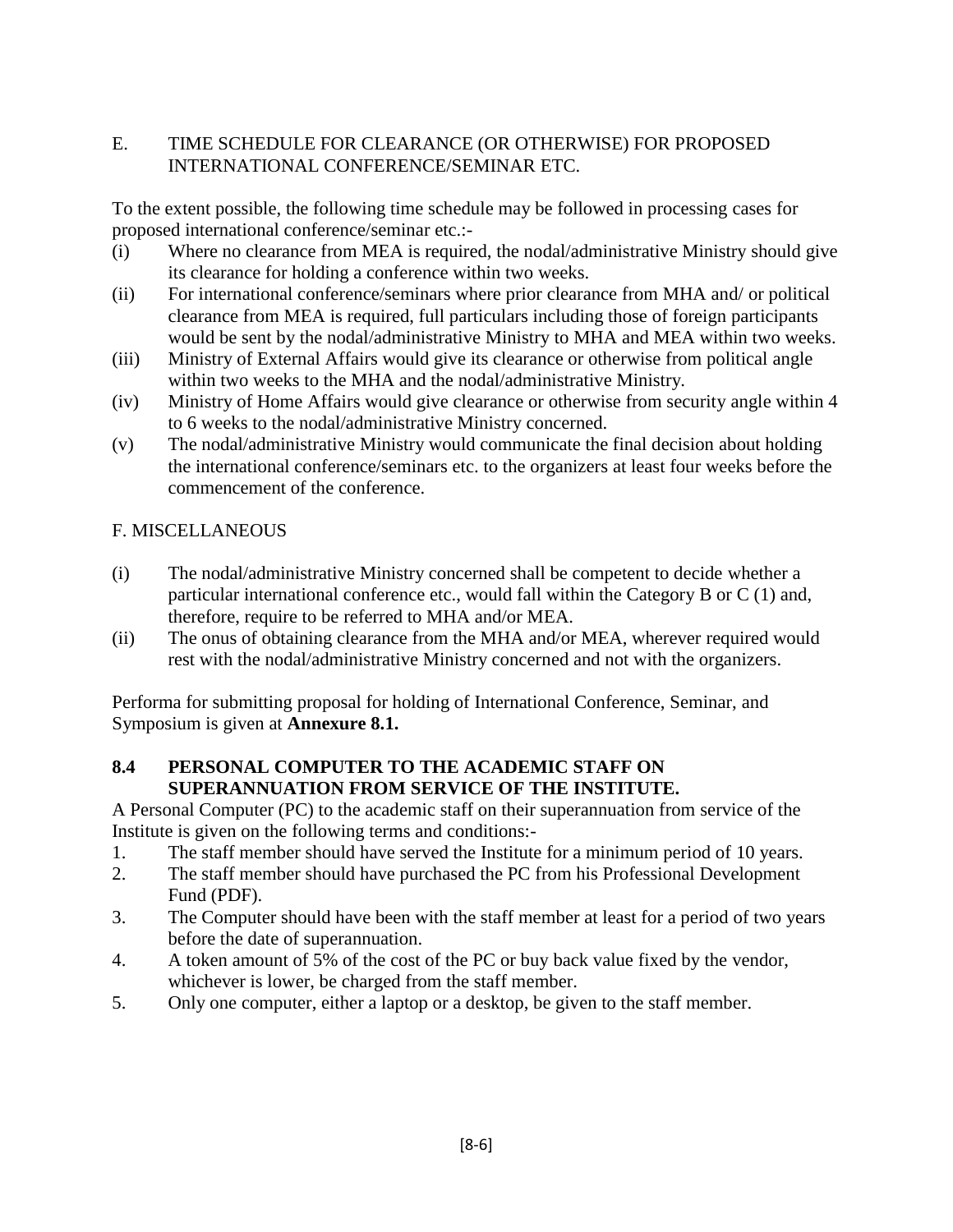## E. TIME SCHEDULE FOR CLEARANCE (OR OTHERWISE) FOR PROPOSED INTERNATIONAL CONFERENCE/SEMINAR ETC.

To the extent possible, the following time schedule may be followed in processing cases for proposed international conference/seminar etc.:-

(i) Where no clearance from MEA is required, the nodal/administrative Ministry should give its clearance for holding a conference within two weeks.

(ii) For international conference/seminars where prior clearance from MHA and/ or political clearance from MEA is required, full particulars including those of foreign participants would be sent by the nodal/administrative Ministry to MHA and MEA within two weeks.

(iii) Ministry of External Affairs would give its clearance or otherwise from political angle within two weeks to the MHA and the nodal/administrative Ministry.

(iv) Ministry of Home Affairs would give clearance or otherwise from security angle within 4 to 6 weeks to the nodal/administrative Ministry concerned.

(v) The nodal/administrative Ministry would communicate the final decision about holding the international conference/seminars etc. to the organizers at least four weeks before the commencement of the conference.

## F. MISCELLANEOUS

(i) The nodal/administrative Ministry concerned shall be competent to decide whether a particular international conference etc., would fall within the Category B or C (1) and, therefore, require to be referred to MHA and/or MEA.

(ii) The onus of obtaining clearance from the MHA and/or MEA, wherever required would rest with the nodal/administrative Ministry concerned and not with the organizers.

Performa for submitting proposal for holding of International Conference, Seminar, and Symposium is given at **Annexure 8.1.**

## 8.4 PERSONAL COMPUTER TO THE ACADEMIC STAFF ON SUPERANNUATION FROM SERVICE OF THE INSTITUTE.

A Personal Computer (PC) to the academic staff on their superannuation from service of the Institute is given on the following terms and conditions:-

1. The staff member should have served the Institute for a minimum period of 10 years.
2. The staff member should have purchased the PC from his Professional Development Fund (PDF).
3. The Computer should have been with the staff member at least for a period of two years before the date of superannuation.
4. A token amount of 5% of the cost of the PC or buy back value fixed by the vendor, whichever is lower, be charged from the staff member.
5. Only one computer, either a laptop or a desktop, be given to the staff member.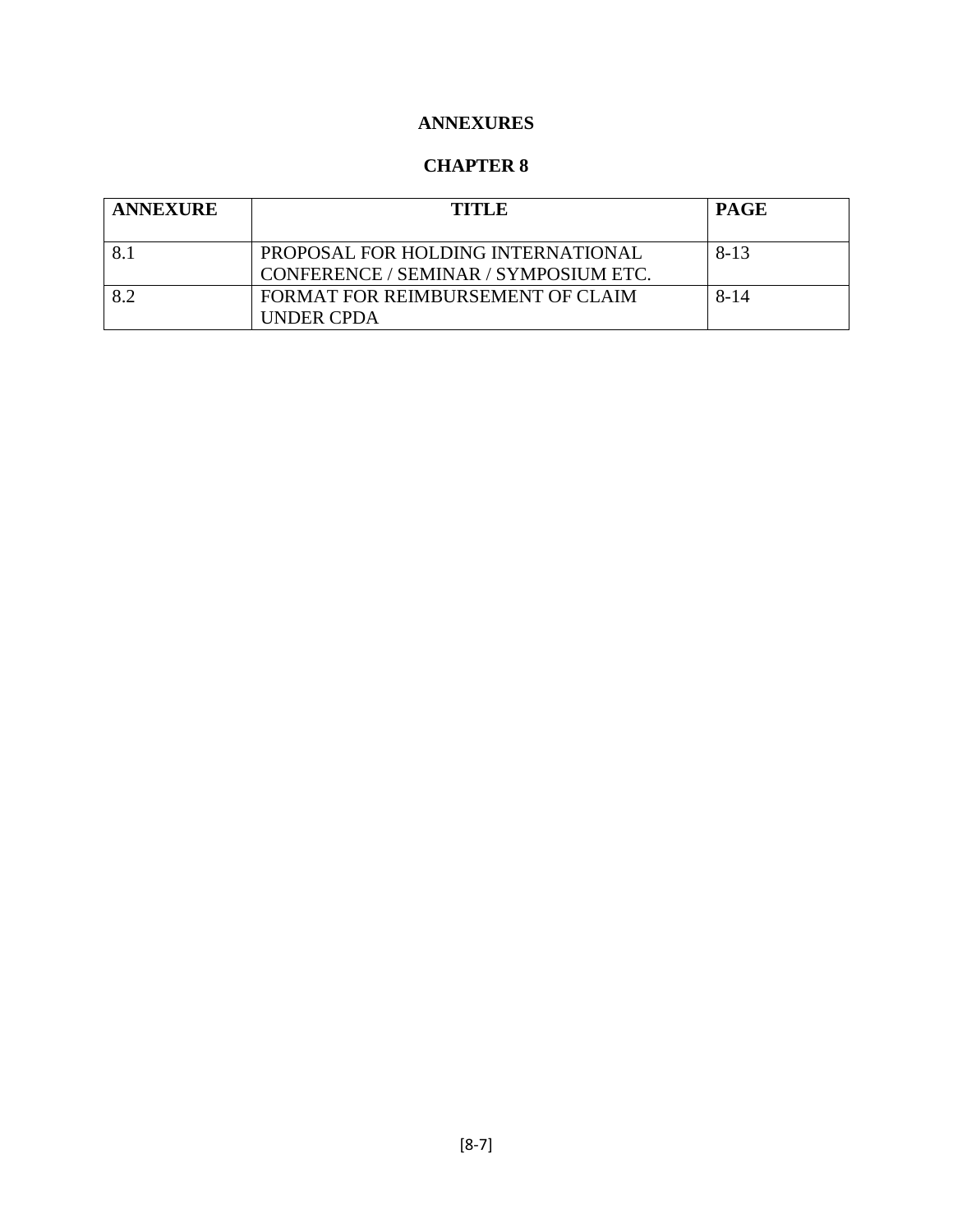# ANNEXURES

## CHAPTER 8

| ANNEXURE | TITLE | PAGE |
| --- | --- | --- |
| 8.1 | PROPOSAL FOR HOLDING INTERNATIONAL CONFERENCE / SEMINAR / SYMPOSIUM ETC. | 8-13 |
| 8.2 | FORMAT FOR REIMBURSEMENT OF CLAIM UNDER CPDA | 8-14 |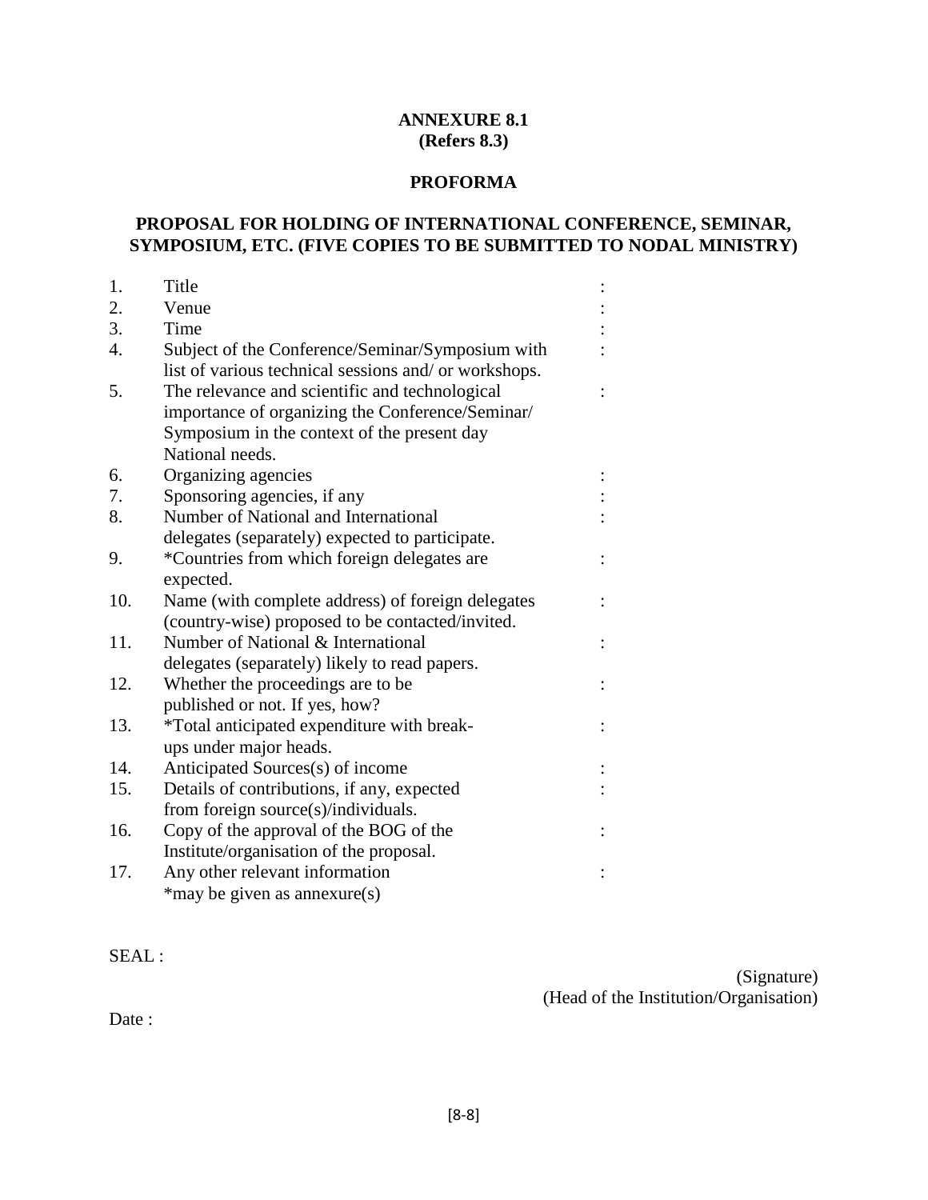**ANNEXURE 8.1**
**(Refers 8.3)**

**PROFORMA**

**PROPOSAL FOR HOLDING OF INTERNATIONAL CONFERENCE, SEMINAR, SYMPOSIUM, ETC. (FIVE COPIES TO BE SUBMITTED TO NODAL MINISTRY)**

| | | |
|---|---|---|
| 1. | Title | : |
| 2. | Venue | : |
| 3. | Time | : |
| 4. | Subject of the Conference/Seminar/Symposium with list of various technical sessions and/ or workshops. | : |
| 5. | The relevance and scientific and technological importance of organizing the Conference/Seminar/ Symposium in the context of the present day National needs. | : |
| 6. | Organizing agencies | : |
| 7. | Sponsoring agencies, if any | : |
| 8. | Number of National and International delegates (separately) expected to participate. | : |
| 9. | *Countries from which foreign delegates are expected. | : |
| 10. | Name (with complete address) of foreign delegates (country-wise) proposed to be contacted/invited. | : |
| 11. | Number of National & International delegates (separately) likely to read papers. | : |
| 12. | Whether the proceedings are to be published or not. If yes, how? | : |
| 13. | *Total anticipated expenditure with break-ups under major heads. | : |
| 14. | Anticipated Sources(s) of income | : |
| 15. | Details of contributions, if any, expected from foreign source(s)/individuals. | : |
| 16. | Copy of the approval of the BOG of the Institute/organisation of the proposal. | : |
| 17. | Any other relevant information *may be given as annexure(s) | : |

SEAL :

(Signature)
(Head of the Institution/Organisation)

Date :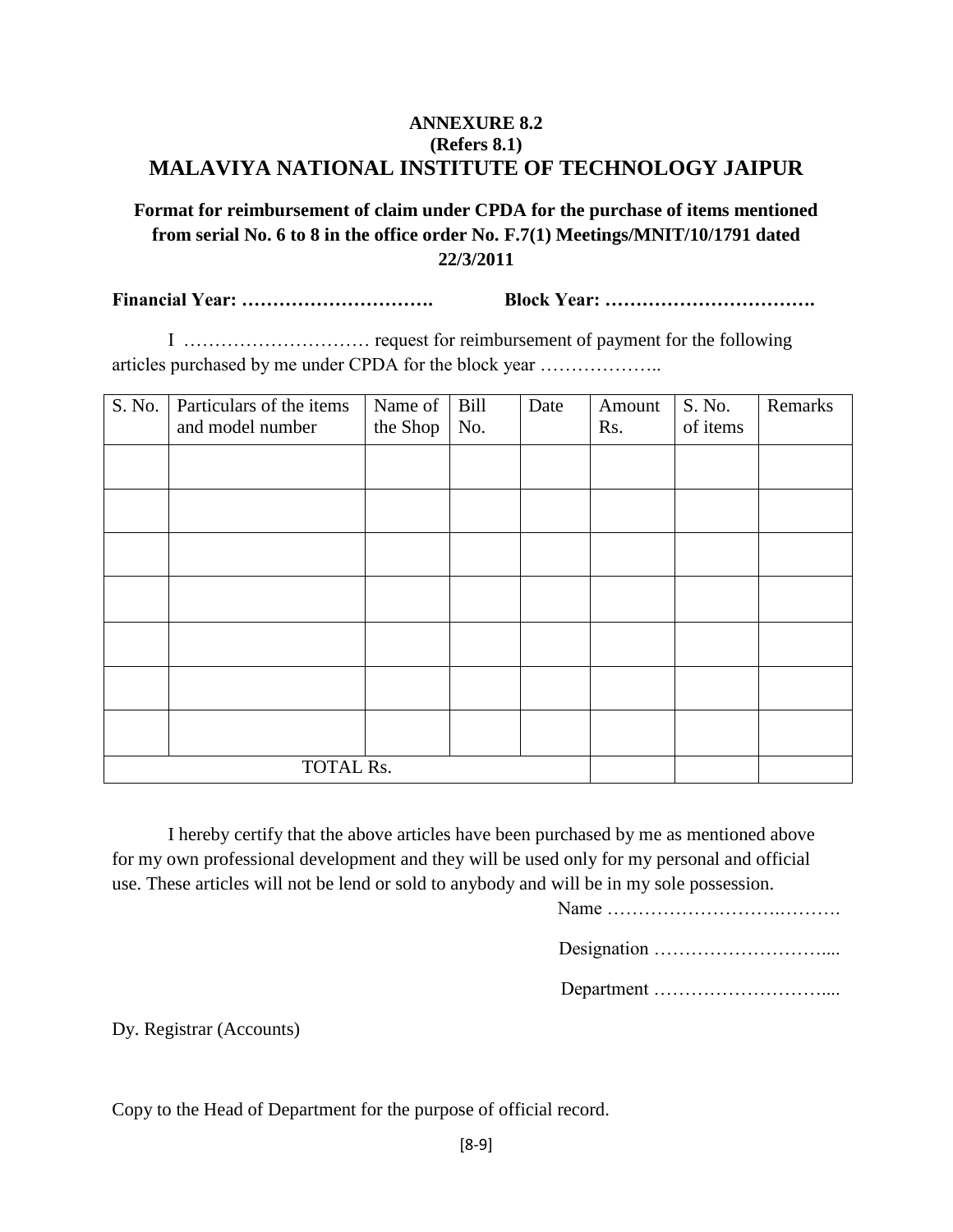**ANNEXURE 8.2**
**(Refers 8.1)**

# MALAVIYA NATIONAL INSTITUTE OF TECHNOLOGY JAIPUR

## Format for reimbursement of claim under CPDA for the purchase of items mentioned from serial No. 6 to 8 in the office order No. F.7(1) Meetings/MNIT/10/1791 dated 22/3/2011

**Financial Year: ………………………….** **Block Year: …………………………….**

I ………………………… request for reimbursement of payment for the following articles purchased by me under CPDA for the block year ………………..

| S. No. | Particulars of the items and model number | Name of the Shop | Bill No. | Date | Amount Rs. | S. No. of items | Remarks |
|---|---|---|---|---|---|---|---|
| | | | | | | | |
| | | | | | | | |
| | | | | | | | |
| | | | | | | | |
| | | | | | | | |
| | | | | | | | |
| | | | | | | | |
| TOTAL Rs. | | | | | | | |

I hereby certify that the above articles have been purchased by me as mentioned above for my own professional development and they will be used only for my personal and official use. These articles will not be lend or sold to anybody and will be in my sole possession.

Name ……………………….……….

Designation ………………………....

Department ………………………....

Dy. Registrar (Accounts)

Copy to the Head of Department for the purpose of official record.